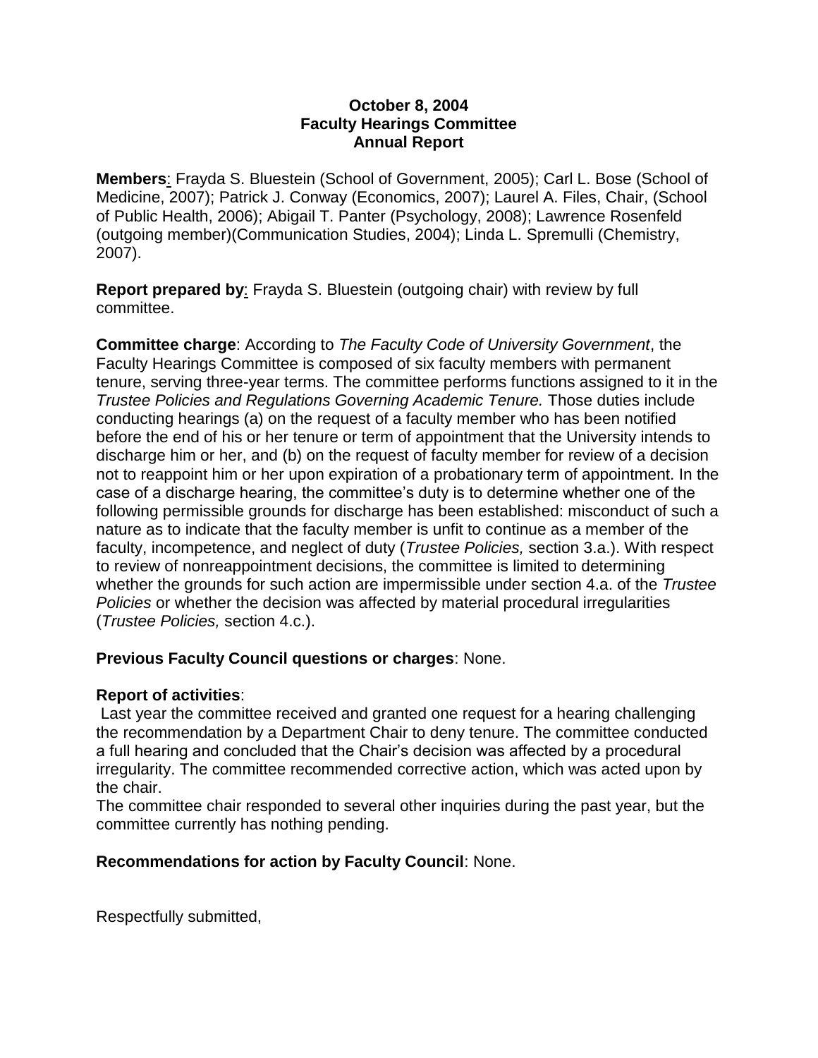**October 8, 2004**
**Faculty Hearings Committee**
**Annual Report**

**Members**: Frayda S. Bluestein (School of Government, 2005); Carl L. Bose (School of Medicine, 2007); Patrick J. Conway (Economics, 2007); Laurel A. Files, Chair, (School of Public Health, 2006); Abigail T. Panter (Psychology, 2008); Lawrence Rosenfeld (outgoing member)(Communication Studies, 2004); Linda L. Spremulli (Chemistry, 2007).

**Report prepared by**: Frayda S. Bluestein (outgoing chair) with review by full committee.

**Committee charge**: According to *The Faculty Code of University Government*, the Faculty Hearings Committee is composed of six faculty members with permanent tenure, serving three-year terms. The committee performs functions assigned to it in the *Trustee Policies and Regulations Governing Academic Tenure.* Those duties include conducting hearings (a) on the request of a faculty member who has been notified before the end of his or her tenure or term of appointment that the University intends to discharge him or her, and (b) on the request of faculty member for review of a decision not to reappoint him or her upon expiration of a probationary term of appointment. In the case of a discharge hearing, the committee's duty is to determine whether one of the following permissible grounds for discharge has been established: misconduct of such a nature as to indicate that the faculty member is unfit to continue as a member of the faculty, incompetence, and neglect of duty (*Trustee Policies,* section 3.a.). With respect to review of nonreappointment decisions, the committee is limited to determining whether the grounds for such action are impermissible under section 4.a. of the *Trustee Policies* or whether the decision was affected by material procedural irregularities (*Trustee Policies,* section 4.c.).

**Previous Faculty Council questions or charges**: None.

**Report of activities**:

Last year the committee received and granted one request for a hearing challenging the recommendation by a Department Chair to deny tenure. The committee conducted a full hearing and concluded that the Chair's decision was affected by a procedural irregularity. The committee recommended corrective action, which was acted upon by the chair.

The committee chair responded to several other inquiries during the past year, but the committee currently has nothing pending.

**Recommendations for action by Faculty Council**: None.

Respectfully submitted,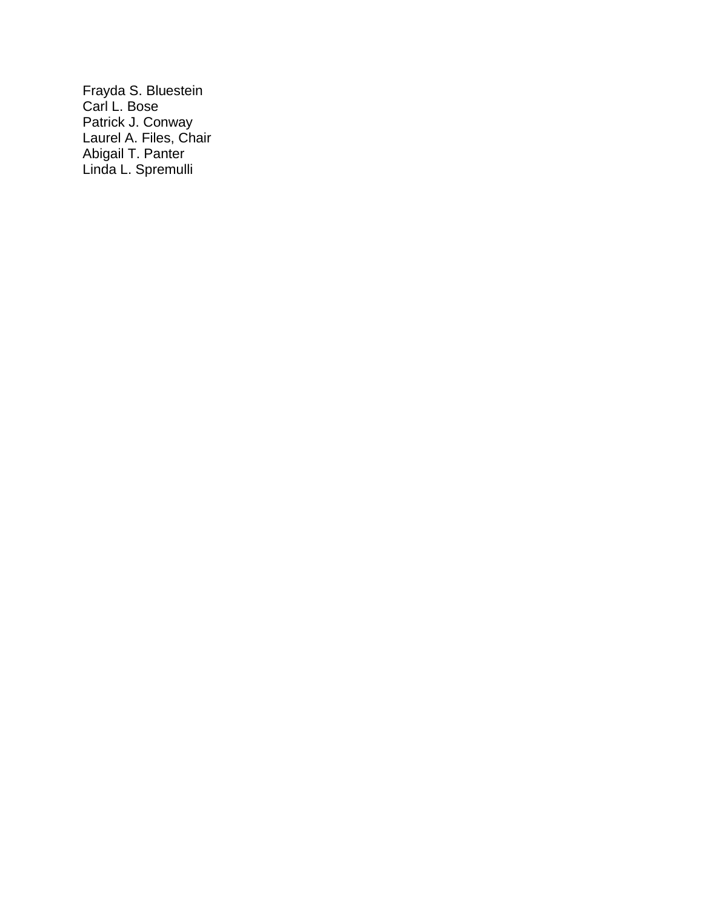Frayda S. Bluestein
Carl L. Bose
Patrick J. Conway
Laurel A. Files, Chair
Abigail T. Panter
Linda L. Spremulli